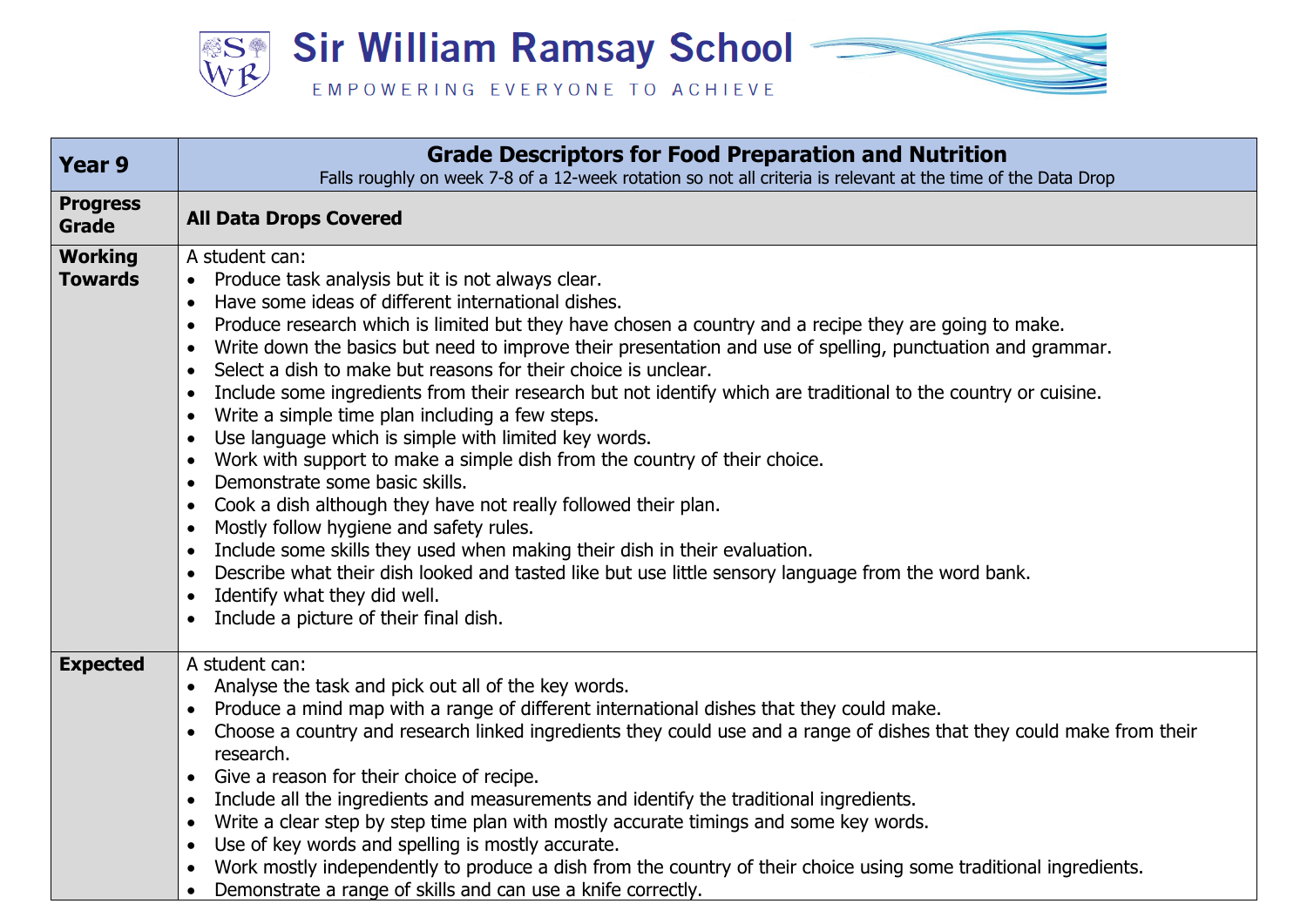# Sir William Ramsay School

EMPOWERING EVERYONE TO ACHIEVE

| Year 9 | **Grade Descriptors for Food Preparation and Nutrition**<br>Falls roughly on week 7-8 of a 12-week rotation so not all criteria is relevant at the time of the Data Drop |
|---|---|
| **Progress Grade** | **All Data Drops Covered** |
| **Working Towards** | A student can:<br>• Produce task analysis but it is not always clear.<br>• Have some ideas of different international dishes.<br>• Produce research which is limited but they have chosen a country and a recipe they are going to make.<br>• Write down the basics but need to improve their presentation and use of spelling, punctuation and grammar.<br>• Select a dish to make but reasons for their choice is unclear.<br>• Include some ingredients from their research but not identify which are traditional to the country or cuisine.<br>• Write a simple time plan including a few steps.<br>• Use language which is simple with limited key words.<br>• Work with support to make a simple dish from the country of their choice.<br>• Demonstrate some basic skills.<br>• Cook a dish although they have not really followed their plan.<br>• Mostly follow hygiene and safety rules.<br>• Include some skills they used when making their dish in their evaluation.<br>• Describe what their dish looked and tasted like but use little sensory language from the word bank.<br>• Identify what they did well.<br>• Include a picture of their final dish. |
| **Expected** | A student can:<br>• Analyse the task and pick out all of the key words.<br>• Produce a mind map with a range of different international dishes that they could make.<br>• Choose a country and research linked ingredients they could use and a range of dishes that they could make from their research.<br>• Give a reason for their choice of recipe.<br>• Include all the ingredients and measurements and identify the traditional ingredients.<br>• Write a clear step by step time plan with mostly accurate timings and some key words.<br>• Use of key words and spelling is mostly accurate.<br>• Work mostly independently to produce a dish from the country of their choice using some traditional ingredients.<br>• Demonstrate a range of skills and can use a knife correctly. |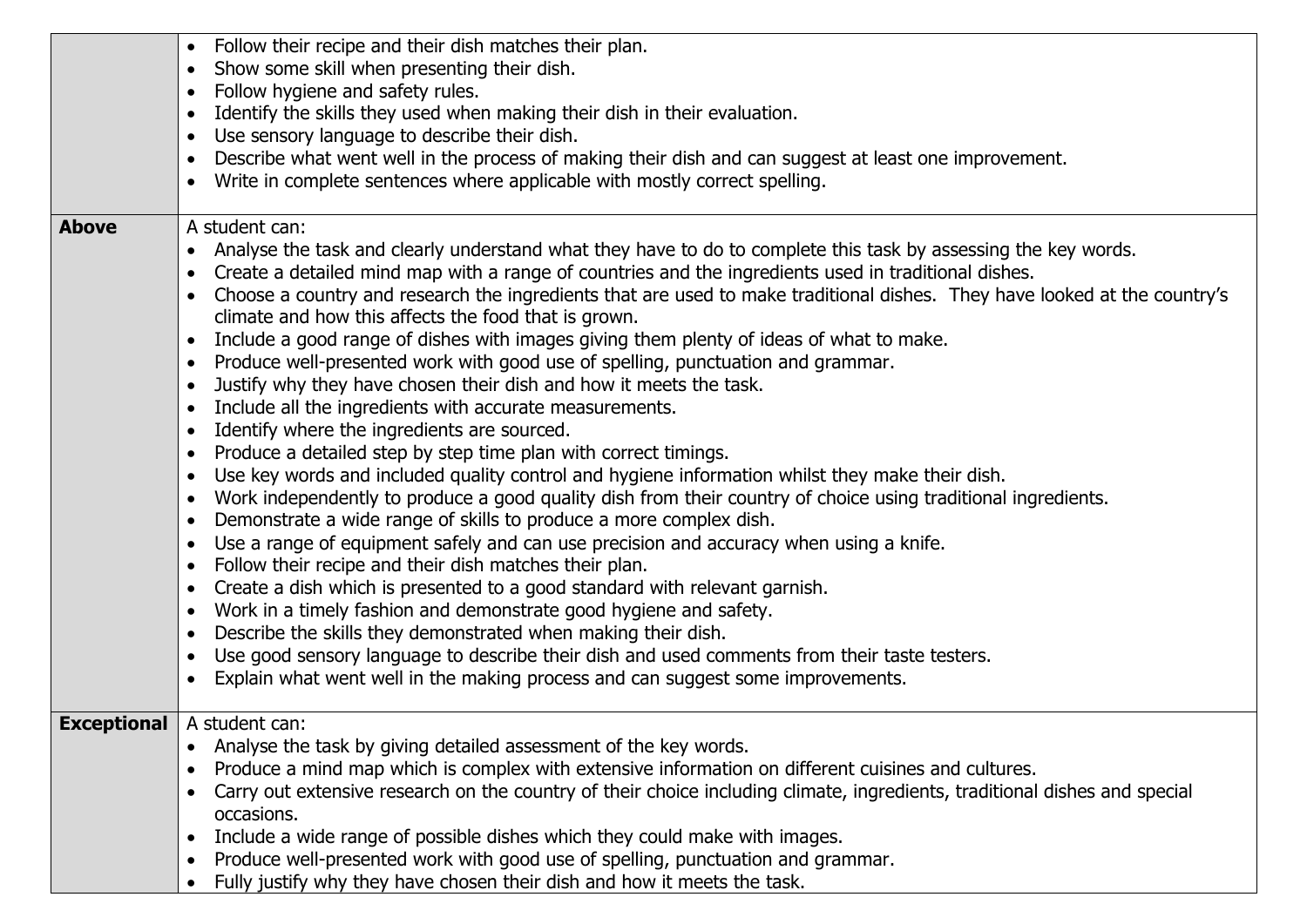| | |
|---|---|
| | • Follow their recipe and their dish matches their plan.<br>• Show some skill when presenting their dish.<br>• Follow hygiene and safety rules.<br>• Identify the skills they used when making their dish in their evaluation.<br>• Use sensory language to describe their dish.<br>• Describe what went well in the process of making their dish and can suggest at least one improvement.<br>• Write in complete sentences where applicable with mostly correct spelling. |
| **Above** | A student can:<br>• Analyse the task and clearly understand what they have to do to complete this task by assessing the key words.<br>• Create a detailed mind map with a range of countries and the ingredients used in traditional dishes.<br>• Choose a country and research the ingredients that are used to make traditional dishes. They have looked at the country's climate and how this affects the food that is grown.<br>• Include a good range of dishes with images giving them plenty of ideas of what to make.<br>• Produce well-presented work with good use of spelling, punctuation and grammar.<br>• Justify why they have chosen their dish and how it meets the task.<br>• Include all the ingredients with accurate measurements.<br>• Identify where the ingredients are sourced.<br>• Produce a detailed step by step time plan with correct timings.<br>• Use key words and included quality control and hygiene information whilst they make their dish.<br>• Work independently to produce a good quality dish from their country of choice using traditional ingredients.<br>• Demonstrate a wide range of skills to produce a more complex dish.<br>• Use a range of equipment safely and can use precision and accuracy when using a knife.<br>• Follow their recipe and their dish matches their plan.<br>• Create a dish which is presented to a good standard with relevant garnish.<br>• Work in a timely fashion and demonstrate good hygiene and safety.<br>• Describe the skills they demonstrated when making their dish.<br>• Use good sensory language to describe their dish and used comments from their taste testers.<br>• Explain what went well in the making process and can suggest some improvements. |
| **Exceptional** | A student can:<br>• Analyse the task by giving detailed assessment of the key words.<br>• Produce a mind map which is complex with extensive information on different cuisines and cultures.<br>• Carry out extensive research on the country of their choice including climate, ingredients, traditional dishes and special occasions.<br>• Include a wide range of possible dishes which they could make with images.<br>• Produce well-presented work with good use of spelling, punctuation and grammar.<br>• Fully justify why they have chosen their dish and how it meets the task. |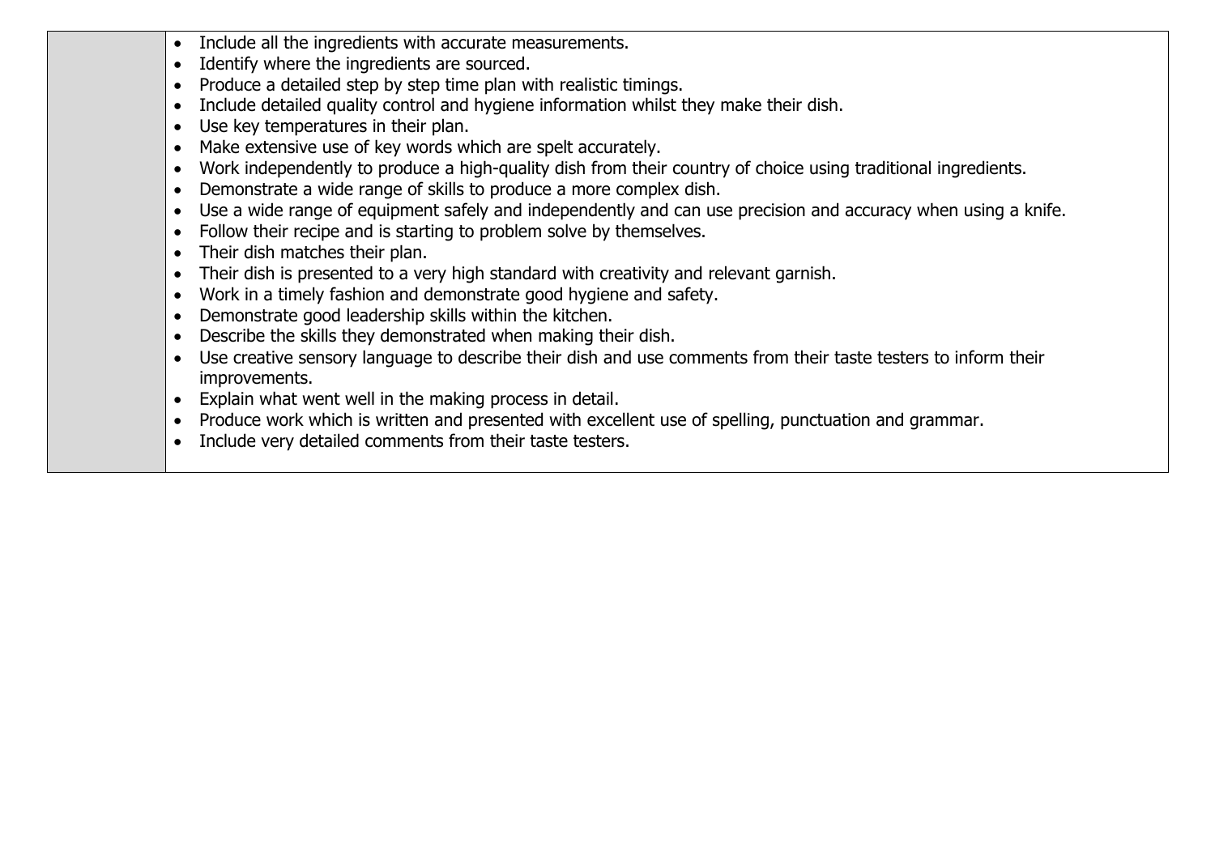| | |
|---|---|
| | • Include all the ingredients with accurate measurements.<br>• Identify where the ingredients are sourced.<br>• Produce a detailed step by step time plan with realistic timings.<br>• Include detailed quality control and hygiene information whilst they make their dish.<br>• Use key temperatures in their plan.<br>• Make extensive use of key words which are spelt accurately.<br>• Work independently to produce a high-quality dish from their country of choice using traditional ingredients.<br>• Demonstrate a wide range of skills to produce a more complex dish.<br>• Use a wide range of equipment safely and independently and can use precision and accuracy when using a knife.<br>• Follow their recipe and is starting to problem solve by themselves.<br>• Their dish matches their plan.<br>• Their dish is presented to a very high standard with creativity and relevant garnish.<br>• Work in a timely fashion and demonstrate good hygiene and safety.<br>• Demonstrate good leadership skills within the kitchen.<br>• Describe the skills they demonstrated when making their dish.<br>• Use creative sensory language to describe their dish and use comments from their taste testers to inform their improvements.<br>• Explain what went well in the making process in detail.<br>• Produce work which is written and presented with excellent use of spelling, punctuation and grammar.<br>• Include very detailed comments from their taste testers. |